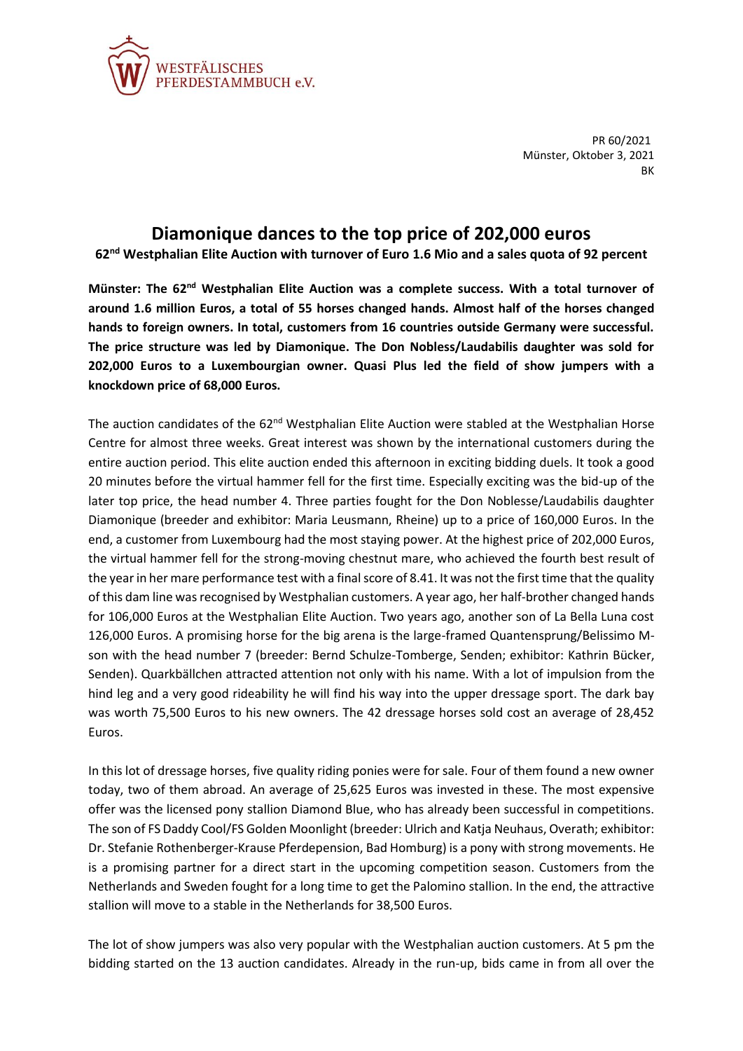WESTFÄLISCHES PFERDESTAMMBUCH e.V.

PR 60/2021
Münster, Oktober 3, 2021
BK

# Diamonique dances to the top price of 202,000 euros

**62nd Westphalian Elite Auction with turnover of Euro 1.6 Mio and a sales quota of 92 percent**

**Münster: The 62nd Westphalian Elite Auction was a complete success. With a total turnover of around 1.6 million Euros, a total of 55 horses changed hands. Almost half of the horses changed hands to foreign owners. In total, customers from 16 countries outside Germany were successful. The price structure was led by Diamonique. The Don Nobless/Laudabilis daughter was sold for 202,000 Euros to a Luxembourgian owner. Quasi Plus led the field of show jumpers with a knockdown price of 68,000 Euros.**

The auction candidates of the 62nd Westphalian Elite Auction were stabled at the Westphalian Horse Centre for almost three weeks. Great interest was shown by the international customers during the entire auction period. This elite auction ended this afternoon in exciting bidding duels. It took a good 20 minutes before the virtual hammer fell for the first time. Especially exciting was the bid-up of the later top price, the head number 4. Three parties fought for the Don Noblesse/Laudabilis daughter Diamonique (breeder and exhibitor: Maria Leusmann, Rheine) up to a price of 160,000 Euros. In the end, a customer from Luxembourg had the most staying power. At the highest price of 202,000 Euros, the virtual hammer fell for the strong-moving chestnut mare, who achieved the fourth best result of the year in her mare performance test with a final score of 8.41. It was not the first time that the quality of this dam line was recognised by Westphalian customers. A year ago, her half-brother changed hands for 106,000 Euros at the Westphalian Elite Auction. Two years ago, another son of La Bella Luna cost 126,000 Euros. A promising horse for the big arena is the large-framed Quantensprung/Belissimo M-son with the head number 7 (breeder: Bernd Schulze-Tomberge, Senden; exhibitor: Kathrin Bücker, Senden). Quarkbällchen attracted attention not only with his name. With a lot of impulsion from the hind leg and a very good rideability he will find his way into the upper dressage sport. The dark bay was worth 75,500 Euros to his new owners. The 42 dressage horses sold cost an average of 28,452 Euros.

In this lot of dressage horses, five quality riding ponies were for sale. Four of them found a new owner today, two of them abroad. An average of 25,625 Euros was invested in these. The most expensive offer was the licensed pony stallion Diamond Blue, who has already been successful in competitions. The son of FS Daddy Cool/FS Golden Moonlight (breeder: Ulrich and Katja Neuhaus, Overath; exhibitor: Dr. Stefanie Rothenberger-Krause Pferdepension, Bad Homburg) is a pony with strong movements. He is a promising partner for a direct start in the upcoming competition season. Customers from the Netherlands and Sweden fought for a long time to get the Palomino stallion. In the end, the attractive stallion will move to a stable in the Netherlands for 38,500 Euros.

The lot of show jumpers was also very popular with the Westphalian auction customers. At 5 pm the bidding started on the 13 auction candidates. Already in the run-up, bids came in from all over the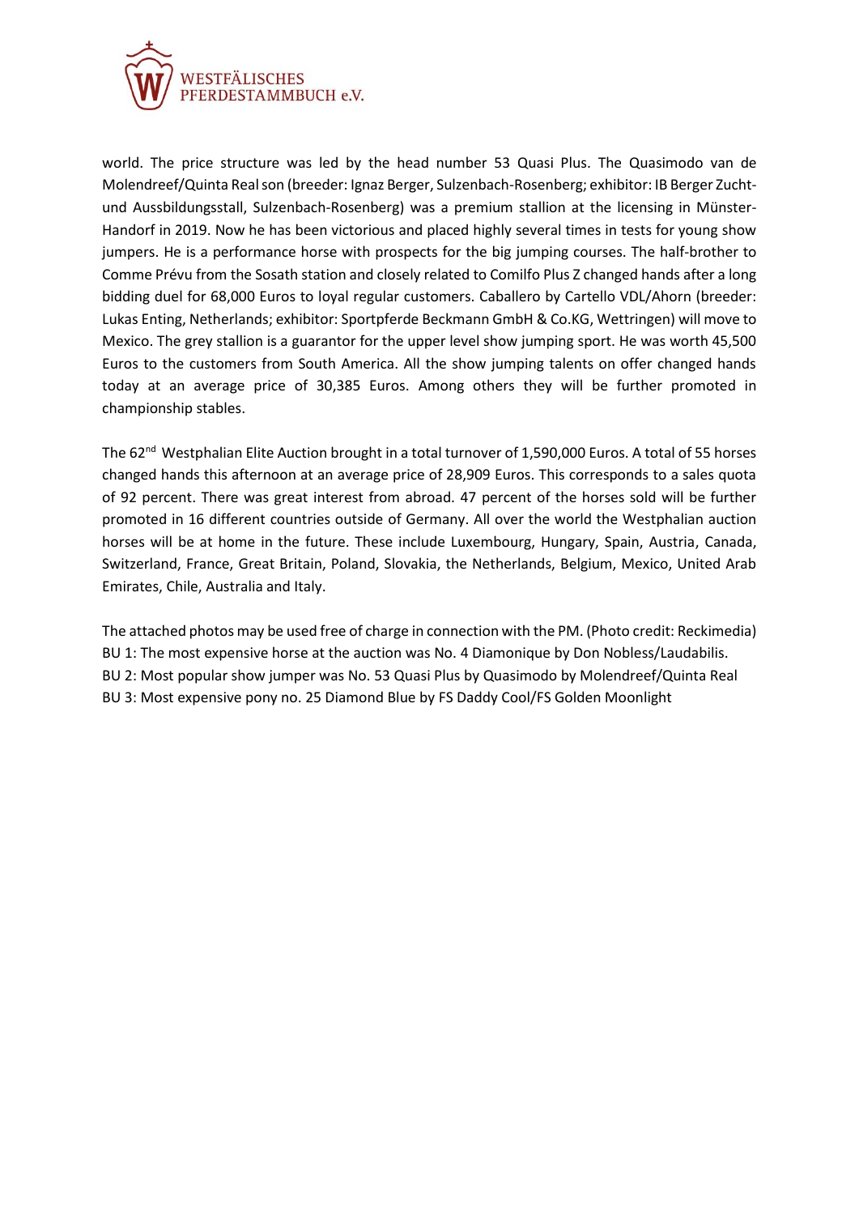world. The price structure was led by the head number 53 Quasi Plus. The Quasimodo van de Molendreef/Quinta Real son (breeder: Ignaz Berger, Sulzenbach-Rosenberg; exhibitor: IB Berger Zucht- und Aussbildungsstall, Sulzenbach-Rosenberg) was a premium stallion at the licensing in Münster-Handorf in 2019. Now he has been victorious and placed highly several times in tests for young show jumpers. He is a performance horse with prospects for the big jumping courses. The half-brother to Comme Prévu from the Sosath station and closely related to Comilfo Plus Z changed hands after a long bidding duel for 68,000 Euros to loyal regular customers. Caballero by Cartello VDL/Ahorn (breeder: Lukas Enting, Netherlands; exhibitor: Sportpferde Beckmann GmbH & Co.KG, Wettringen) will move to Mexico. The grey stallion is a guarantor for the upper level show jumping sport. He was worth 45,500 Euros to the customers from South America. All the show jumping talents on offer changed hands today at an average price of 30,385 Euros. Among others they will be further promoted in championship stables.

The 62nd Westphalian Elite Auction brought in a total turnover of 1,590,000 Euros. A total of 55 horses changed hands this afternoon at an average price of 28,909 Euros. This corresponds to a sales quota of 92 percent. There was great interest from abroad. 47 percent of the horses sold will be further promoted in 16 different countries outside of Germany. All over the world the Westphalian auction horses will be at home in the future. These include Luxembourg, Hungary, Spain, Austria, Canada, Switzerland, France, Great Britain, Poland, Slovakia, the Netherlands, Belgium, Mexico, United Arab Emirates, Chile, Australia and Italy.

The attached photos may be used free of charge in connection with the PM. (Photo credit: Reckimedia)
BU 1: The most expensive horse at the auction was No. 4 Diamonique by Don Nobless/Laudabilis.
BU 2: Most popular show jumper was No. 53 Quasi Plus by Quasimodo by Molendreef/Quinta Real
BU 3: Most expensive pony no. 25 Diamond Blue by FS Daddy Cool/FS Golden Moonlight